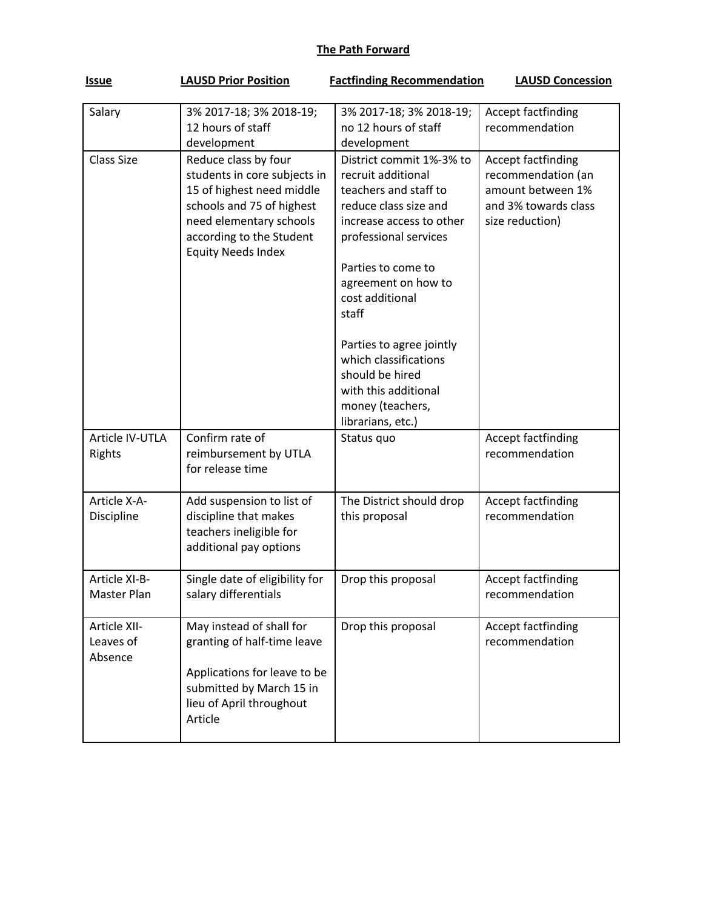# The Path Forward

| Issue | LAUSD Prior Position | Factfinding Recommendation | LAUSD Concession |
|---|---|---|---|
| Salary | 3% 2017-18; 3% 2018-19; 12 hours of staff development | 3% 2017-18; 3% 2018-19; no 12 hours of staff development | Accept factfinding recommendation |
| Class Size | Reduce class by four students in core subjects in 15 of highest need middle schools and 75 of highest need elementary schools according to the Student Equity Needs Index | District commit 1%-3% to recruit additional teachers and staff to reduce class size and increase access to other professional services<br><br>Parties to come to agreement on how to cost additional staff<br><br>Parties to agree jointly which classifications should be hired with this additional money (teachers, librarians, etc.) | Accept factfinding recommendation (an amount between 1% and 3% towards class size reduction) |
| Article IV-UTLA Rights | Confirm rate of reimbursement by UTLA for release time | Status quo | Accept factfinding recommendation |
| Article X-A-Discipline | Add suspension to list of discipline that makes teachers ineligible for additional pay options | The District should drop this proposal | Accept factfinding recommendation |
| Article XI-B-Master Plan | Single date of eligibility for salary differentials | Drop this proposal | Accept factfinding recommendation |
| Article XII-Leaves of Absence | May instead of shall for granting of half-time leave<br><br>Applications for leave to be submitted by March 15 in lieu of April throughout Article | Drop this proposal | Accept factfinding recommendation |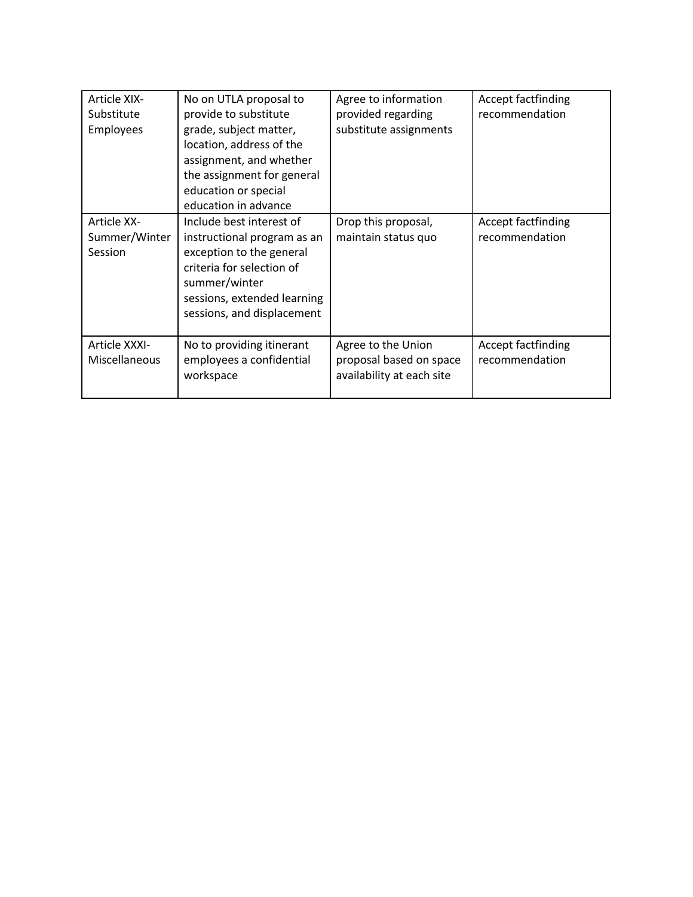| | | | |
|---|---|---|---|
| Article XIX-Substitute Employees | No on UTLA proposal to provide to substitute grade, subject matter, location, address of the assignment, and whether the assignment for general education or special education in advance | Agree to information provided regarding substitute assignments | Accept factfinding recommendation |
| Article XX-Summer/Winter Session | Include best interest of instructional program as an exception to the general criteria for selection of summer/winter sessions, extended learning sessions, and displacement | Drop this proposal, maintain status quo | Accept factfinding recommendation |
| Article XXXI-Miscellaneous | No to providing itinerant employees a confidential workspace | Agree to the Union proposal based on space availability at each site | Accept factfinding recommendation |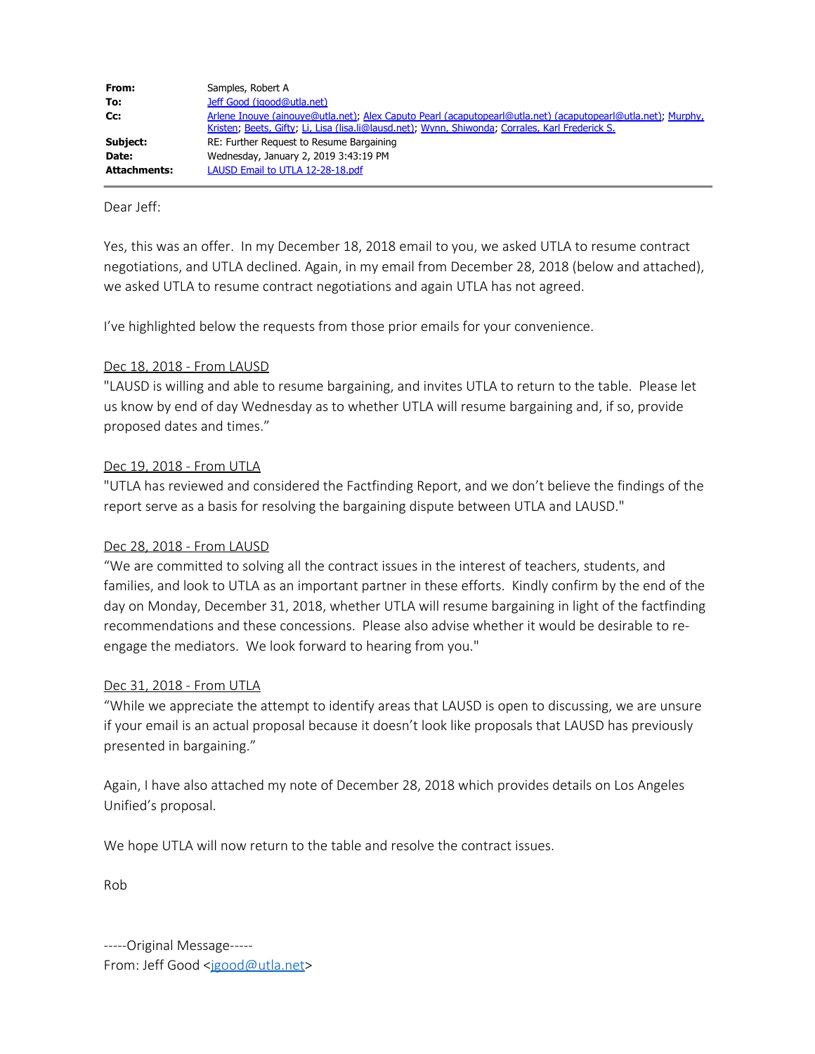| | |
|---|---|
| **From:** | Samples, Robert A |
| **To:** | Jeff Good (jgood@utla.net) |
| **Cc:** | Arlene Inouye (ainouye@utla.net); Alex Caputo Pearl (acaputopearl@utla.net) (acaputopearl@utla.net); Murphy, Kristen; Beets, Gifty; Li, Lisa (lisa.li@lausd.net); Wynn, Shiwonda; Corrales, Karl Frederick S. |
| **Subject:** | RE: Further Request to Resume Bargaining |
| **Date:** | Wednesday, January 2, 2019 3:43:19 PM |
| **Attachments:** | LAUSD Email to UTLA 12-28-18.pdf |

---

Dear Jeff:

Yes, this was an offer. In my December 18, 2018 email to you, we asked UTLA to resume contract negotiations, and UTLA declined. Again, in my email from December 28, 2018 (below and attached), we asked UTLA to resume contract negotiations and again UTLA has not agreed.

I've highlighted below the requests from those prior emails for your convenience.

Dec 18, 2018 - From LAUSD
"LAUSD is willing and able to resume bargaining, and invites UTLA to return to the table. Please let us know by end of day Wednesday as to whether UTLA will resume bargaining and, if so, provide proposed dates and times."

Dec 19, 2018 - From UTLA
"UTLA has reviewed and considered the Factfinding Report, and we don't believe the findings of the report serve as a basis for resolving the bargaining dispute between UTLA and LAUSD."

Dec 28, 2018 - From LAUSD
"We are committed to solving all the contract issues in the interest of teachers, students, and families, and look to UTLA as an important partner in these efforts. Kindly confirm by the end of the day on Monday, December 31, 2018, whether UTLA will resume bargaining in light of the factfinding recommendations and these concessions. Please also advise whether it would be desirable to re-engage the mediators. We look forward to hearing from you."

Dec 31, 2018 - From UTLA
"While we appreciate the attempt to identify areas that LAUSD is open to discussing, we are unsure if your email is an actual proposal because it doesn't look like proposals that LAUSD has previously presented in bargaining."

Again, I have also attached my note of December 28, 2018 which provides details on Los Angeles Unified's proposal.

We hope UTLA will now return to the table and resolve the contract issues.

Rob

-----Original Message-----
From: Jeff Good <jgood@utla.net>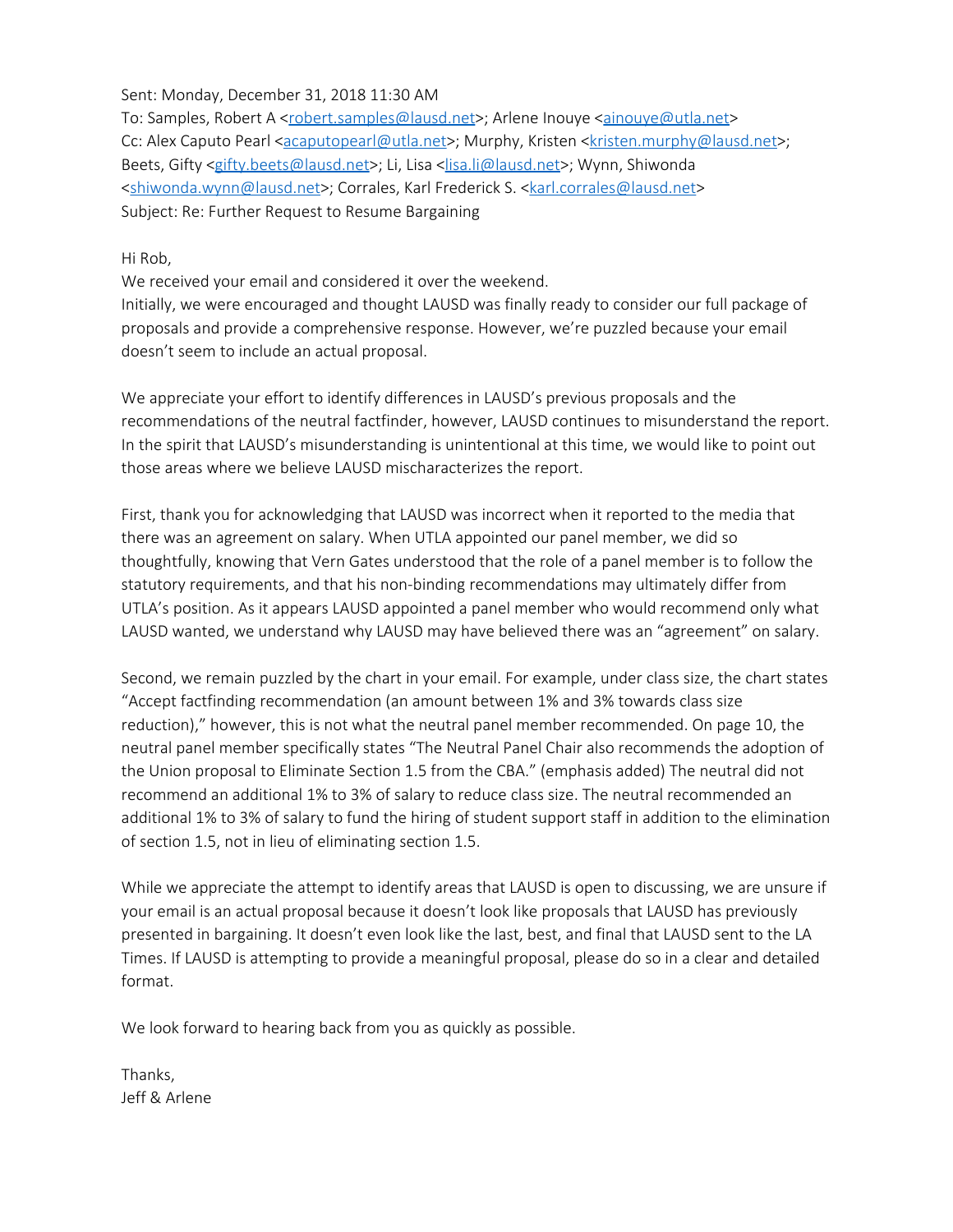Sent: Monday, December 31, 2018 11:30 AM
To: Samples, Robert A <robert.samples@lausd.net>; Arlene Inouye <ainouye@utla.net>
Cc: Alex Caputo Pearl <acaputopearl@utla.net>; Murphy, Kristen <kristen.murphy@lausd.net>; Beets, Gifty <gifty.beets@lausd.net>; Li, Lisa <lisa.li@lausd.net>; Wynn, Shiwonda <shiwonda.wynn@lausd.net>; Corrales, Karl Frederick S. <karl.corrales@lausd.net>
Subject: Re: Further Request to Resume Bargaining

Hi Rob,
We received your email and considered it over the weekend.
Initially, we were encouraged and thought LAUSD was finally ready to consider our full package of proposals and provide a comprehensive response. However, we're puzzled because your email doesn't seem to include an actual proposal.

We appreciate your effort to identify differences in LAUSD's previous proposals and the recommendations of the neutral factfinder, however, LAUSD continues to misunderstand the report. In the spirit that LAUSD's misunderstanding is unintentional at this time, we would like to point out those areas where we believe LAUSD mischaracterizes the report.

First, thank you for acknowledging that LAUSD was incorrect when it reported to the media that there was an agreement on salary. When UTLA appointed our panel member, we did so thoughtfully, knowing that Vern Gates understood that the role of a panel member is to follow the statutory requirements, and that his non-binding recommendations may ultimately differ from UTLA's position. As it appears LAUSD appointed a panel member who would recommend only what LAUSD wanted, we understand why LAUSD may have believed there was an "agreement" on salary.

Second, we remain puzzled by the chart in your email. For example, under class size, the chart states "Accept factfinding recommendation (an amount between 1% and 3% towards class size reduction)," however, this is not what the neutral panel member recommended. On page 10, the neutral panel member specifically states "The Neutral Panel Chair also recommends the adoption of the Union proposal to Eliminate Section 1.5 from the CBA." (emphasis added) The neutral did not recommend an additional 1% to 3% of salary to reduce class size. The neutral recommended an additional 1% to 3% of salary to fund the hiring of student support staff in addition to the elimination of section 1.5, not in lieu of eliminating section 1.5.

While we appreciate the attempt to identify areas that LAUSD is open to discussing, we are unsure if your email is an actual proposal because it doesn't look like proposals that LAUSD has previously presented in bargaining. It doesn't even look like the last, best, and final that LAUSD sent to the LA Times. If LAUSD is attempting to provide a meaningful proposal, please do so in a clear and detailed format.

We look forward to hearing back from you as quickly as possible.

Thanks,
Jeff & Arlene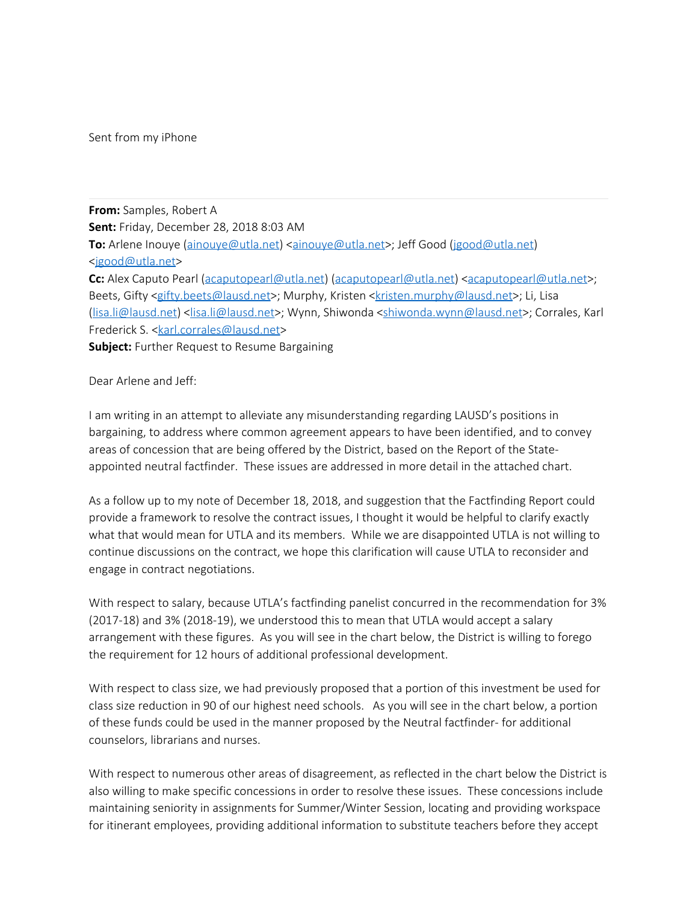Sent from my iPhone

---

**From:** Samples, Robert A
**Sent:** Friday, December 28, 2018 8:03 AM
**To:** Arlene Inouye (ainouye@utla.net) <ainouye@utla.net>; Jeff Good (jgood@utla.net) <jgood@utla.net>
**Cc:** Alex Caputo Pearl (acaputopearl@utla.net) (acaputopearl@utla.net) <acaputopearl@utla.net>; Beets, Gifty <gifty.beets@lausd.net>; Murphy, Kristen <kristen.murphy@lausd.net>; Li, Lisa (lisa.li@lausd.net) <lisa.li@lausd.net>; Wynn, Shiwonda <shiwonda.wynn@lausd.net>; Corrales, Karl Frederick S. <karl.corrales@lausd.net>
**Subject:** Further Request to Resume Bargaining

Dear Arlene and Jeff:

I am writing in an attempt to alleviate any misunderstanding regarding LAUSD's positions in bargaining, to address where common agreement appears to have been identified, and to convey areas of concession that are being offered by the District, based on the Report of the State-appointed neutral factfinder. These issues are addressed in more detail in the attached chart.

As a follow up to my note of December 18, 2018, and suggestion that the Factfinding Report could provide a framework to resolve the contract issues, I thought it would be helpful to clarify exactly what that would mean for UTLA and its members. While we are disappointed UTLA is not willing to continue discussions on the contract, we hope this clarification will cause UTLA to reconsider and engage in contract negotiations.

With respect to salary, because UTLA's factfinding panelist concurred in the recommendation for 3% (2017-18) and 3% (2018-19), we understood this to mean that UTLA would accept a salary arrangement with these figures. As you will see in the chart below, the District is willing to forego the requirement for 12 hours of additional professional development.

With respect to class size, we had previously proposed that a portion of this investment be used for class size reduction in 90 of our highest need schools. As you will see in the chart below, a portion of these funds could be used in the manner proposed by the Neutral factfinder- for additional counselors, librarians and nurses.

With respect to numerous other areas of disagreement, as reflected in the chart below the District is also willing to make specific concessions in order to resolve these issues. These concessions include maintaining seniority in assignments for Summer/Winter Session, locating and providing workspace for itinerant employees, providing additional information to substitute teachers before they accept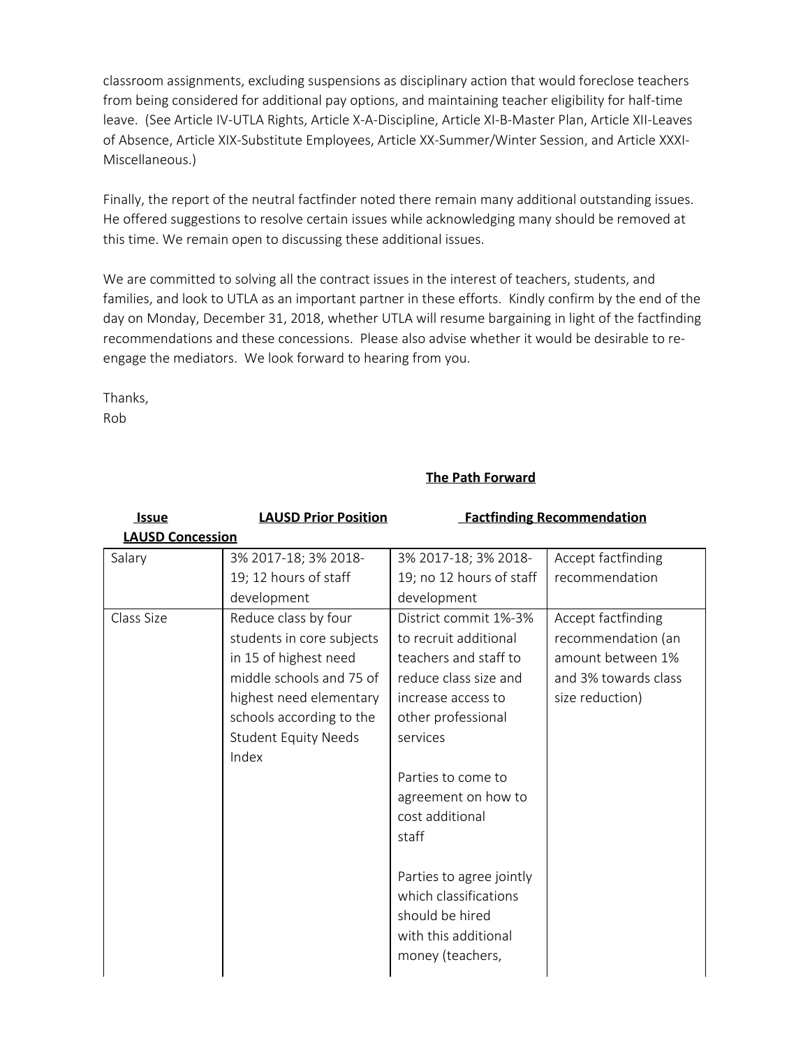classroom assignments, excluding suspensions as disciplinary action that would foreclose teachers from being considered for additional pay options, and maintaining teacher eligibility for half-time leave. (See Article IV-UTLA Rights, Article X-A-Discipline, Article XI-B-Master Plan, Article XII-Leaves of Absence, Article XIX-Substitute Employees, Article XX-Summer/Winter Session, and Article XXXI-Miscellaneous.)

Finally, the report of the neutral factfinder noted there remain many additional outstanding issues. He offered suggestions to resolve certain issues while acknowledging many should be removed at this time. We remain open to discussing these additional issues.

We are committed to solving all the contract issues in the interest of teachers, students, and families, and look to UTLA as an important partner in these efforts. Kindly confirm by the end of the day on Monday, December 31, 2018, whether UTLA will resume bargaining in light of the factfinding recommendations and these concessions. Please also advise whether it would be desirable to re-engage the mediators. We look forward to hearing from you.

Thanks,
Rob

## The Path Forward

| Issue | LAUSD Prior Position | Factfinding Recommendation | LAUSD Concession |
|---|---|---|---|
| Salary | 3% 2017-18; 3% 2018-19; 12 hours of staff development | 3% 2017-18; 3% 2018-19; no 12 hours of staff development | Accept factfinding recommendation |
| Class Size | Reduce class by four students in core subjects in 15 of highest need middle schools and 75 of highest need elementary schools according to the Student Equity Needs Index | District commit 1%-3% to recruit additional teachers and staff to reduce class size and increase access to other professional services<br><br>Parties to come to agreement on how to cost additional staff<br><br>Parties to agree jointly which classifications should be hired with this additional money (teachers, | Accept factfinding recommendation (an amount between 1% and 3% towards class size reduction) |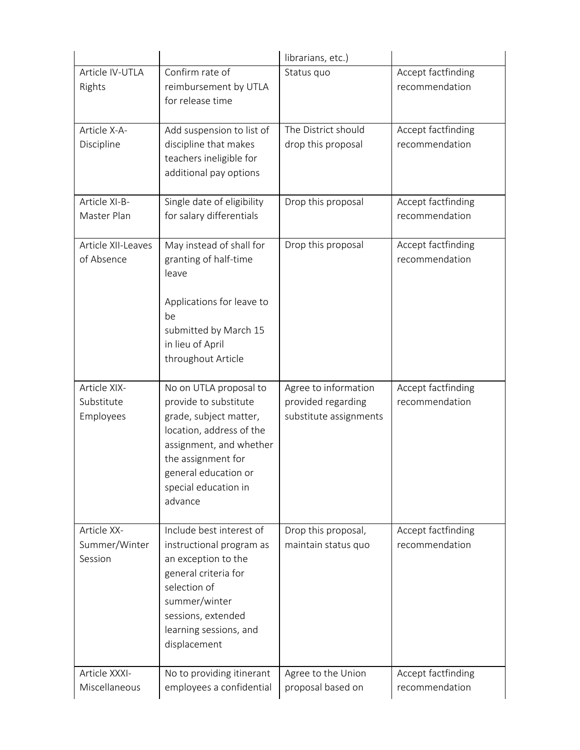| | | librarians, etc.) | |
|---|---|---|---|
| Article IV-UTLA Rights | Confirm rate of reimbursement by UTLA for release time | Status quo | Accept factfinding recommendation |
| Article X-A-Discipline | Add suspension to list of discipline that makes teachers ineligible for additional pay options | The District should drop this proposal | Accept factfinding recommendation |
| Article XI-B-Master Plan | Single date of eligibility for salary differentials | Drop this proposal | Accept factfinding recommendation |
| Article XII-Leaves of Absence | May instead of shall for granting of half-time leave<br><br>Applications for leave to be submitted by March 15 in lieu of April throughout Article | Drop this proposal | Accept factfinding recommendation |
| Article XIX-Substitute Employees | No on UTLA proposal to provide to substitute grade, subject matter, location, address of the assignment, and whether the assignment for general education or special education in advance | Agree to information provided regarding substitute assignments | Accept factfinding recommendation |
| Article XX-Summer/Winter Session | Include best interest of instructional program as an exception to the general criteria for selection of summer/winter sessions, extended learning sessions, and displacement | Drop this proposal, maintain status quo | Accept factfinding recommendation |
| Article XXXI-Miscellaneous | No to providing itinerant employees a confidential | Agree to the Union proposal based on | Accept factfinding recommendation |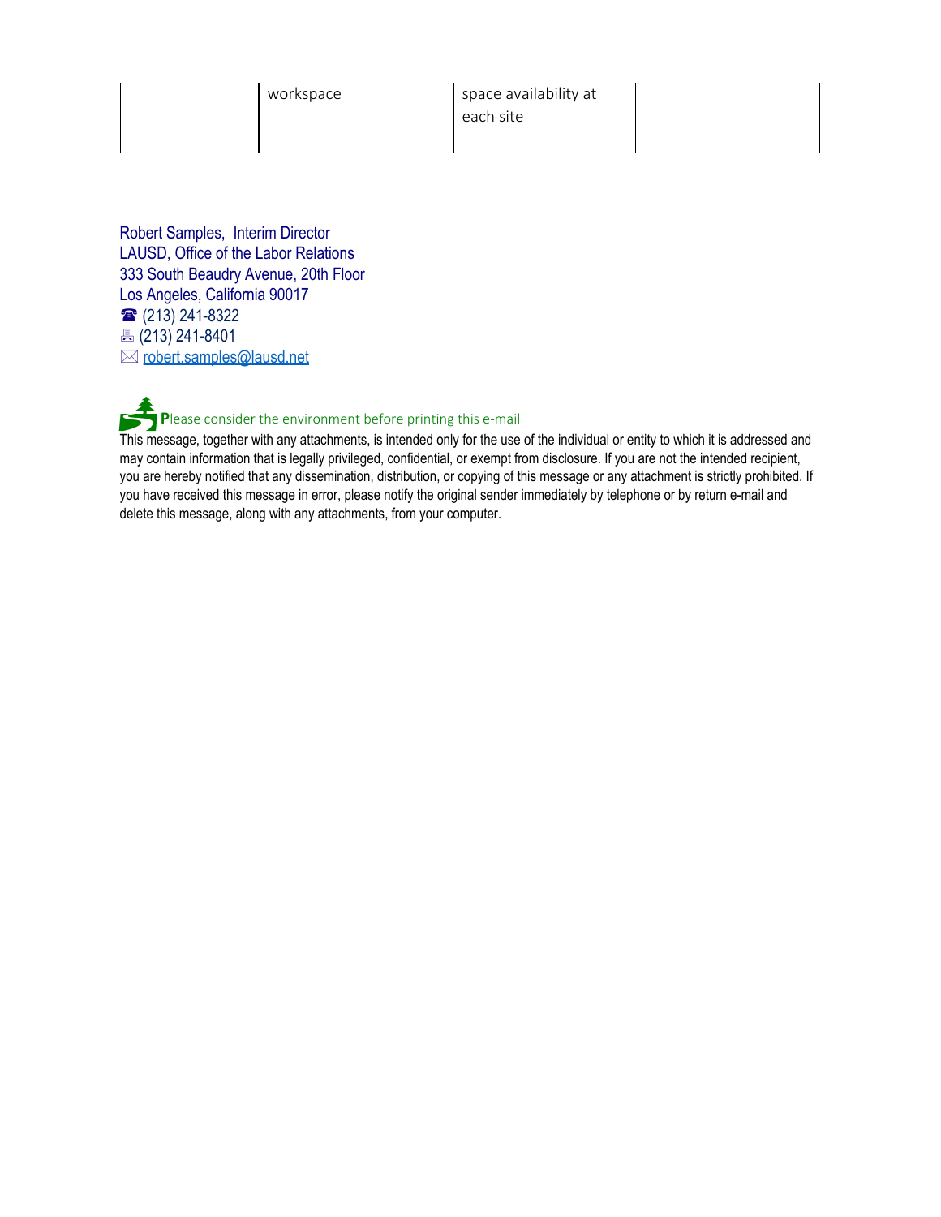| | | | |
|---|---|---|---|
| | workspace | space availability at each site | |

Robert Samples, Interim Director
LAUSD, Office of the Labor Relations
333 South Beaudry Avenue, 20th Floor
Los Angeles, California 90017
☎ (213) 241-8322
🖷 (213) 241-8401
✉ robert.samples@lausd.net

**P**lease consider the environment before printing this e-mail

This message, together with any attachments, is intended only for the use of the individual or entity to which it is addressed and may contain information that is legally privileged, confidential, or exempt from disclosure. If you are not the intended recipient, you are hereby notified that any dissemination, distribution, or copying of this message or any attachment is strictly prohibited. If you have received this message in error, please notify the original sender immediately by telephone or by return e-mail and delete this message, along with any attachments, from your computer.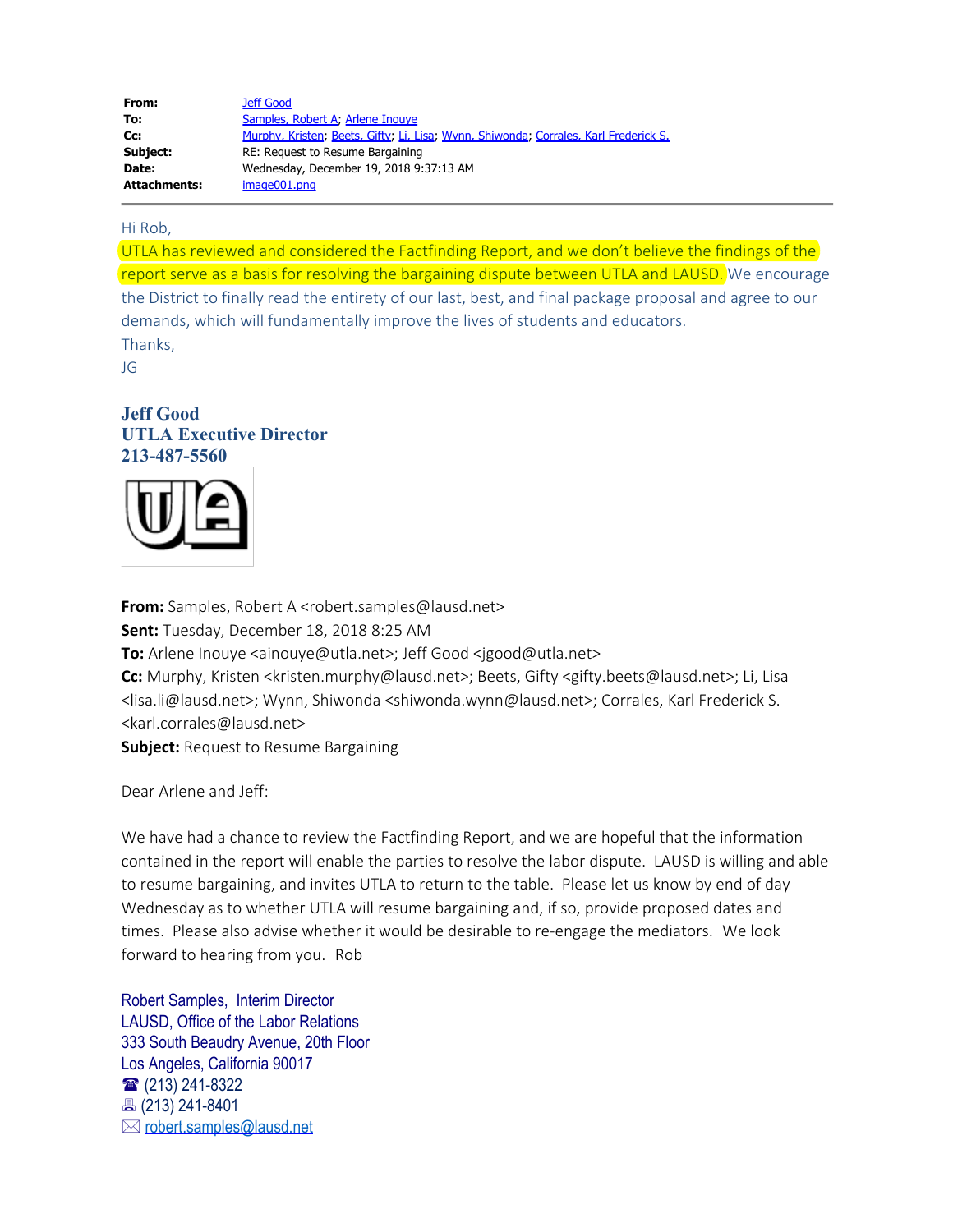**From:** Jeff Good
**To:** Samples, Robert A; Arlene Inouye
**Cc:** Murphy, Kristen; Beets, Gifty; Li, Lisa; Wynn, Shiwonda; Corrales, Karl Frederick S.
**Subject:** RE: Request to Resume Bargaining
**Date:** Wednesday, December 19, 2018 9:37:13 AM
**Attachments:** image001.png

---

Hi Rob,

UTLA has reviewed and considered the Factfinding Report, and we don't believe the findings of the report serve as a basis for resolving the bargaining dispute between UTLA and LAUSD. We encourage the District to finally read the entirety of our last, best, and final package proposal and agree to our demands, which will fundamentally improve the lives of students and educators.

Thanks,

JG

**Jeff Good**
**UTLA Executive Director**
**213-487-5560**

---

**From:** Samples, Robert A <robert.samples@lausd.net>
**Sent:** Tuesday, December 18, 2018 8:25 AM
**To:** Arlene Inouye <ainouye@utla.net>; Jeff Good <jgood@utla.net>
**Cc:** Murphy, Kristen <kristen.murphy@lausd.net>; Beets, Gifty <gifty.beets@lausd.net>; Li, Lisa <lisa.li@lausd.net>; Wynn, Shiwonda <shiwonda.wynn@lausd.net>; Corrales, Karl Frederick S. <karl.corrales@lausd.net>
**Subject:** Request to Resume Bargaining

Dear Arlene and Jeff:

We have had a chance to review the Factfinding Report, and we are hopeful that the information contained in the report will enable the parties to resolve the labor dispute. LAUSD is willing and able to resume bargaining, and invites UTLA to return to the table. Please let us know by end of day Wednesday as to whether UTLA will resume bargaining and, if so, provide proposed dates and times. Please also advise whether it would be desirable to re-engage the mediators. We look forward to hearing from you. Rob

Robert Samples, Interim Director
LAUSD, Office of the Labor Relations
333 South Beaudry Avenue, 20th Floor
Los Angeles, California 90017
☎ (213) 241-8322
(213) 241-8401
✉ robert.samples@lausd.net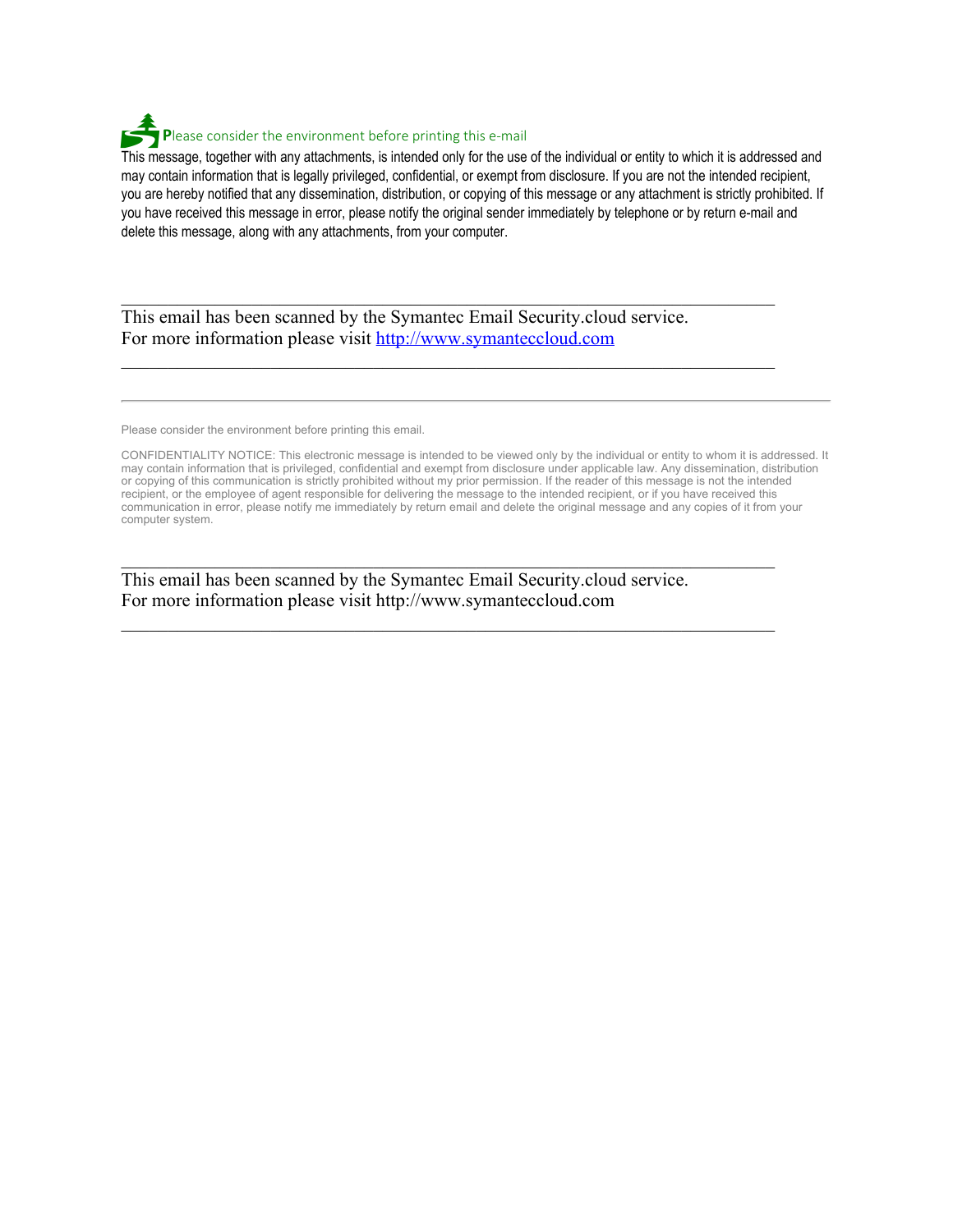Please consider the environment before printing this e-mail

This message, together with any attachments, is intended only for the use of the individual or entity to which it is addressed and may contain information that is legally privileged, confidential, or exempt from disclosure. If you are not the intended recipient, you are hereby notified that any dissemination, distribution, or copying of this message or any attachment is strictly prohibited. If you have received this message in error, please notify the original sender immediately by telephone or by return e-mail and delete this message, along with any attachments, from your computer.

---

This email has been scanned by the Symantec Email Security.cloud service.
For more information please visit http://www.symanteccloud.com

---

---

Please consider the environment before printing this email.

CONFIDENTIALITY NOTICE: This electronic message is intended to be viewed only by the individual or entity to whom it is addressed. It may contain information that is privileged, confidential and exempt from disclosure under applicable law. Any dissemination, distribution or copying of this communication is strictly prohibited without my prior permission. If the reader of this message is not the intended recipient, or the employee of agent responsible for delivering the message to the intended recipient, or if you have received this communication in error, please notify me immediately by return email and delete the original message and any copies of it from your computer system.

---

This email has been scanned by the Symantec Email Security.cloud service.
For more information please visit http://www.symanteccloud.com

---